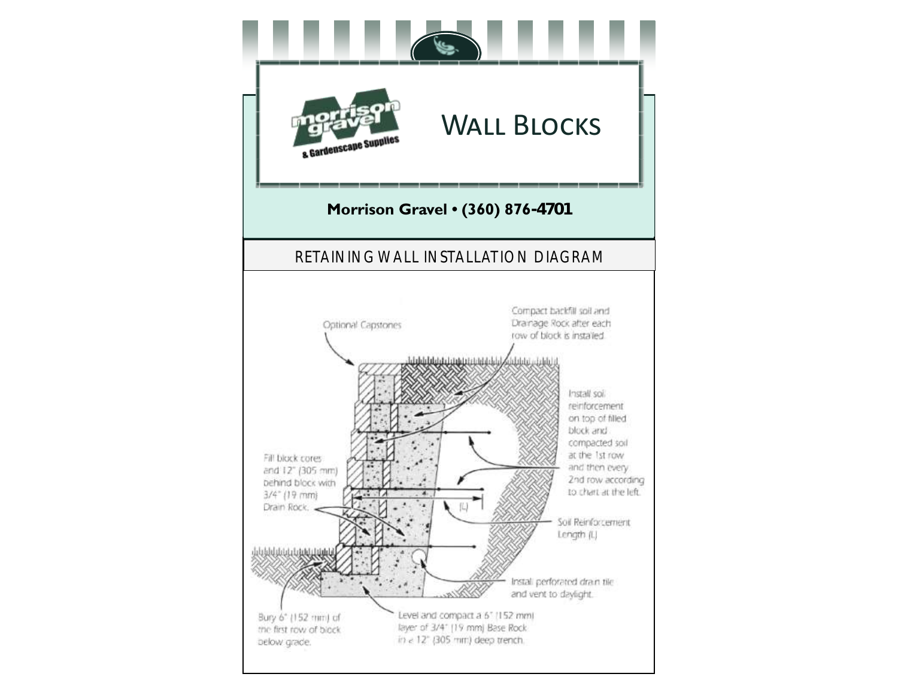# WALL BLOCKS

**Morrison Gravel • (360) 876-4701**

## RETAINING WALL INSTALLATION DIAGRAM

Optional Capstones

Compact backfill soil and Drainage Rock after each row of block is installed.

Install soil reinforcement on top of filled block and compacted soil at the 1st row and then every 2nd row according to chart at the left.

Fill block cores and 12" (305 mm) behind block with 3/4" (19 mm) Drain Rock.

(L)

Soil Reinforcement Length (L)

Install perforated drain tile and vent to daylight.

Bury 6" (152 mm) of the first row of block below grade.

Level and compact a 6" (152 mm) layer of 3/4" (19 mm) Base Rock in a 12" (305 mm) deep trench.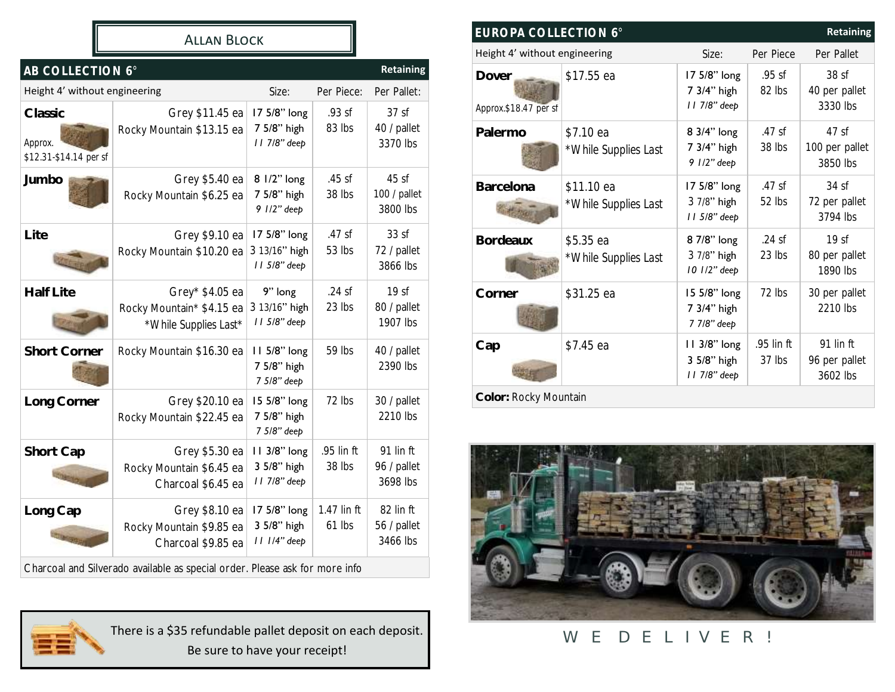# Allan Block

## AB COLLECTION 6° — Retaining

| Height 4' without engineering | | Size: | Per Piece: | Per Pallet: |
|---|---|---|---|---|
| **Classic** Approx. $12.31-$14.14 per sf | Grey $11.45 ea<br>Rocky Mountain $13.15 ea | 17 5/8" long<br>7 5/8" high<br>*11 7/8" deep* | .93 sf<br>83 lbs | 37 sf<br>40 / pallet<br>3370 lbs |
| **Jumbo** | Grey $5.40 ea<br>Rocky Mountain $6.25 ea | 8 1/2" long<br>7 5/8" high<br>*9 1/2" deep* | .45 sf<br>38 lbs | 45 sf<br>100 / pallet<br>3800 lbs |
| **Lite** | Grey $9.10 ea<br>Rocky Mountain $10.20 ea | 17 5/8" long<br>3 13/16" high<br>*11 5/8" deep* | .47 sf<br>53 lbs | 33 sf<br>72 / pallet<br>3866 lbs |
| **Half Lite** | Grey* $4.05 ea<br>Rocky Mountain* $4.15 ea<br>*While Supplies Last* | 9" long<br>3 13/16" high<br>*11 5/8" deep* | .24 sf<br>23 lbs | 19 sf<br>80 / pallet<br>1907 lbs |
| **Short Corner** | Rocky Mountain $16.30 ea | 11 5/8" long<br>7 5/8" high<br>*7 5/8" deep* | 59 lbs | 40 / pallet<br>2390 lbs |
| **Long Corner** | Grey $20.10 ea<br>Rocky Mountain $22.45 ea | 15 5/8" long<br>7 5/8" high<br>*7 5/8" deep* | 72 lbs | 30 / pallet<br>2210 lbs |
| **Short Cap** | Grey $5.30 ea<br>Rocky Mountain $6.45 ea<br>Charcoal $6.45 ea | 11 3/8" long<br>3 5/8" high<br>*11 7/8" deep* | .95 lin ft<br>38 lbs | 91 lin ft<br>96 / pallet<br>3698 lbs |
| **Long Cap** | Grey $8.10 ea<br>Rocky Mountain $9.85 ea<br>Charcoal $9.85 ea | 17 5/8" long<br>3 5/8" high<br>*11 1/4" deep* | 1.47 lin ft<br>61 lbs | 82 lin ft<br>56 / pallet<br>3466 lbs |

Charcoal and Silverado available as special order. Please ask for more info

There is a $35 refundable pallet deposit on each deposit. Be sure to have your receipt!

## EUROPA COLLECTION 6° — Retaining

| Height 4' without engineering | | Size: | Per Piece | Per Pallet |
|---|---|---|---|---|
| **Dover** Approx.$18.47 per sf | $17.55 ea | 17 5/8" long<br>7 3/4" high<br>*11 7/8" deep* | .95 sf<br>82 lbs | 38 sf<br>40 per pallet<br>3330 lbs |
| **Palermo** | $7.10 ea<br>*While Supplies Last | 8 3/4" long<br>7 3/4" high<br>*9 1/2" deep* | .47 sf<br>38 lbs | 47 sf<br>100 per pallet<br>3850 lbs |
| **Barcelona** | $11.10 ea<br>*While Supplies Last | 17 5/8" long<br>3 7/8" high<br>*11 5/8" deep* | .47 sf<br>52 lbs | 34 sf<br>72 per pallet<br>3794 lbs |
| **Bordeaux** | $5.35 ea<br>*While Supplies Last | 8 7/8" long<br>3 7/8" high<br>*10 1/2" deep* | .24 sf<br>23 lbs | 19 sf<br>80 per pallet<br>1890 lbs |
| **Corner** | $31.25 ea | 15 5/8" long<br>7 3/4" high<br>*7 7/8" deep* | 72 lbs | 30 per pallet<br>2210 lbs |
| **Cap** | $7.45 ea | 11 3/8" long<br>3 5/8" high<br>*11 7/8" deep* | .95 lin ft<br>37 lbs | 91 lin ft<br>96 per pallet<br>3602 lbs |

**Color:** Rocky Mountain

WE DELIVER!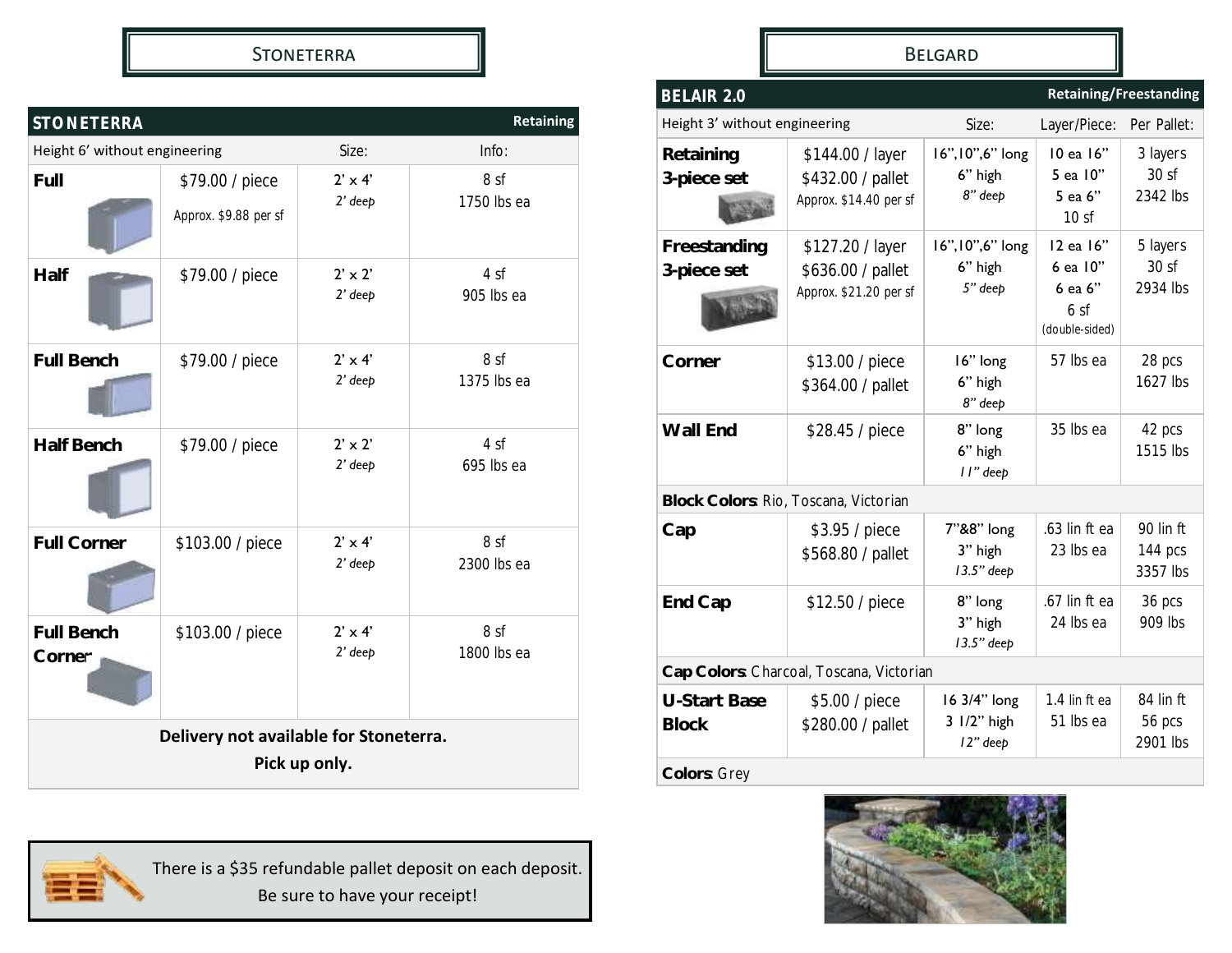# STONETERRA

| **STONETERRA** | | | Retaining |
|---|---|---|---|
| Height 6' without engineering | | Size: | Info: |
| **Full** | $79.00 / piece<br>Approx. $9.88 per sf | 2' x 4'<br>*2' deep* | 8 sf<br>1750 lbs ea |
| **Half** | $79.00 / piece | 2' x 2'<br>*2' deep* | 4 sf<br>905 lbs ea |
| **Full Bench** | $79.00 / piece | 2' x 4'<br>*2' deep* | 8 sf<br>1375 lbs ea |
| **Half Bench** | $79.00 / piece | 2' x 2'<br>*2' deep* | 4 sf<br>695 lbs ea |
| **Full Corner** | $103.00 / piece | 2' x 4'<br>*2' deep* | 8 sf<br>2300 lbs ea |
| **Full Bench Corner** | $103.00 / piece | 2' x 4'<br>*2' deep* | 8 sf<br>1800 lbs ea |

**Delivery not available for Stoneterra.**
**Pick up only.**

There is a $35 refundable pallet deposit on each deposit.
Be sure to have your receipt!

# BELGARD

| **BELAIR 2.0** | | | | Retaining/Freestanding |
|---|---|---|---|---|
| Height 3' without engineering | | Size: | Layer/Piece: | Per Pallet: |
| **Retaining 3-piece set** | $144.00 / layer<br>$432.00 / pallet<br>Approx. $14.40 per sf | 16",10",6" long<br>6" high<br>*8" deep* | 10 ea 16"<br>5 ea 10"<br>5 ea 6"<br>10 sf | 3 layers<br>30 sf<br>2342 lbs |
| **Freestanding 3-piece set** | $127.20 / layer<br>$636.00 / pallet<br>Approx. $21.20 per sf | 16",10",6" long<br>6" high<br>*5" deep* | 12 ea 16"<br>6 ea 10"<br>6 ea 6"<br>6 sf<br>(double-sided) | 5 layers<br>30 sf<br>2934 lbs |
| **Corner** | $13.00 / piece<br>$364.00 / pallet | 16" long<br>6" high<br>*8" deep* | 57 lbs ea | 28 pcs<br>1627 lbs |
| **Wall End** | $28.45 / piece | 8" long<br>6" high<br>*11" deep* | 35 lbs ea | 42 pcs<br>1515 lbs |
| **Block Colors**: Rio, Toscana, Victorian | | | | |
| **Cap** | $3.95 / piece<br>$568.80 / pallet | 7"&8" long<br>3" high<br>*13.5" deep* | .63 lin ft ea<br>23 lbs ea | 90 lin ft<br>144 pcs<br>3357 lbs |
| **End Cap** | $12.50 / piece | 8" long<br>3" high<br>*13.5" deep* | .67 lin ft ea<br>24 lbs ea | 36 pcs<br>909 lbs |
| **Cap Colors**: Charcoal, Toscana, Victorian | | | | |
| **U-Start Base Block** | $5.00 / piece<br>$280.00 / pallet | 16 3/4" long<br>3 1/2" high<br>*12" deep* | 1.4 lin ft ea<br>51 lbs ea | 84 lin ft<br>56 pcs<br>2901 lbs |
| **Colors**: Grey | | | | |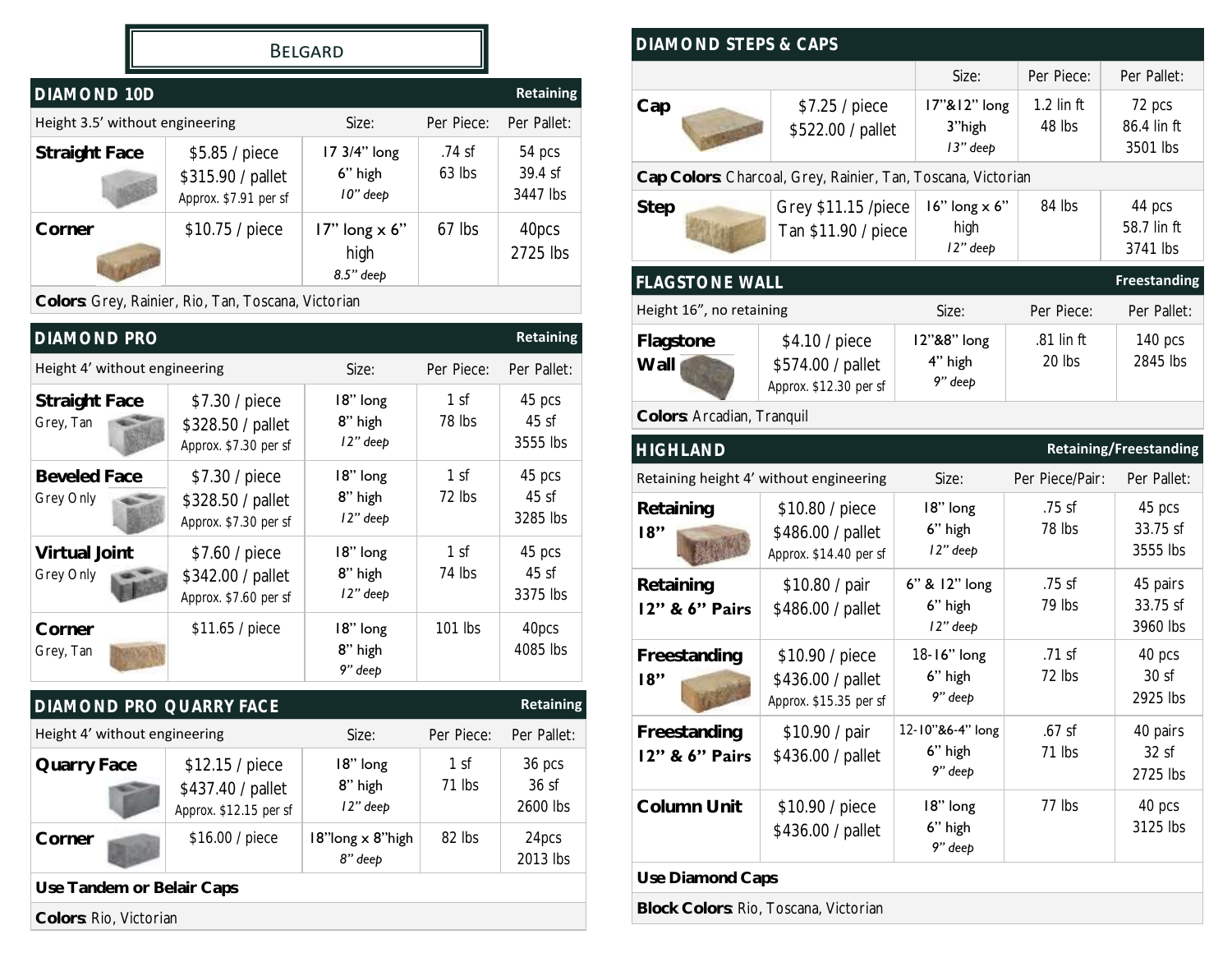# Belgard

## DIAMOND 10D — Retaining

| Height 3.5' without engineering | | Size: | Per Piece: | Per Pallet: |
|---|---|---|---|---|
| **Straight Face** | $5.85 / piece<br>$315.90 / pallet<br>Approx. $7.91 per sf | 17 3/4" long<br>6" high<br>*10" deep* | .74 sf<br>63 lbs | 54 pcs<br>39.4 sf<br>3447 lbs |
| **Corner** | $10.75 / piece | 17" long x 6" high<br>*8.5" deep* | 67 lbs | 40pcs<br>2725 lbs |
| **Colors**: Grey, Rainier, Rio, Tan, Toscana, Victorian | | | | |

## DIAMOND PRO — Retaining

| Height 4' without engineering | | Size: | Per Piece: | Per Pallet: |
|---|---|---|---|---|
| **Straight Face**<br>Grey, Tan | $7.30 / piece<br>$328.50 / pallet<br>Approx. $7.30 per sf | 18" long<br>8" high<br>*12" deep* | 1 sf<br>78 lbs | 45 pcs<br>45 sf<br>3555 lbs |
| **Beveled Face**<br>Grey Only | $7.30 / piece<br>$328.50 / pallet<br>Approx. $7.30 per sf | 18" long<br>8" high<br>*12" deep* | 1 sf<br>72 lbs | 45 pcs<br>45 sf<br>3285 lbs |
| **Virtual Joint**<br>Grey Only | $7.60 / piece<br>$342.00 / pallet<br>Approx. $7.60 per sf | 18" long<br>8" high<br>*12" deep* | 1 sf<br>74 lbs | 45 pcs<br>45 sf<br>3375 lbs |
| **Corner**<br>Grey, Tan | $11.65 / piece | 18" long<br>8" high<br>*9" deep* | 101 lbs | 40pcs<br>4085 lbs |

## DIAMOND PRO QUARRY FACE — Retaining

| Height 4' without engineering | | Size: | Per Piece: | Per Pallet: |
|---|---|---|---|---|
| **Quarry Face** | $12.15 / piece<br>$437.40 / pallet<br>Approx. $12.15 per sf | 18" long<br>8" high<br>*12" deep* | 1 sf<br>71 lbs | 36 pcs<br>36 sf<br>2600 lbs |
| **Corner** | $16.00 / piece | 18"long x 8"high<br>*8" deep* | 82 lbs | 24pcs<br>2013 lbs |
| **Use Tandem or Belair Caps** | | | | |
| **Colors**: Rio, Victorian | | | | |

## DIAMOND STEPS & CAPS

| | | Size: | Per Piece: | Per Pallet: |
|---|---|---|---|---|
| **Cap** | $7.25 / piece<br>$522.00 / pallet | 17"&12" long<br>3"high<br>*13" deep* | 1.2 lin ft<br>48 lbs | 72 pcs<br>86.4 lin ft<br>3501 lbs |
| **Cap Colors**: Charcoal, Grey, Rainier, Tan, Toscana, Victorian | | | | |
| **Step** | Grey $11.15 /piece<br>Tan $11.90 / piece | 16" long x 6" high<br>*12" deep* | 84 lbs | 44 pcs<br>58.7 lin ft<br>3741 lbs |

## FLAGSTONE WALL — Freestanding

| Height 16", no retaining | | Size: | Per Piece: | Per Pallet: |
|---|---|---|---|---|
| **Flagstone Wall** | $4.10 / piece<br>$574.00 / pallet<br>Approx. $12.30 per sf | 12"&8" long<br>4" high<br>*9" deep* | .81 lin ft<br>20 lbs | 140 pcs<br>2845 lbs |
| **Colors**: Arcadian, Tranquil | | | | |

## HIGHLAND — Retaining/Freestanding

| Retaining height 4' without engineering | | Size: | Per Piece/Pair: | Per Pallet: |
|---|---|---|---|---|
| **Retaining 18"** | $10.80 / piece<br>$486.00 / pallet<br>Approx. $14.40 per sf | 18" long<br>6" high<br>*12" deep* | .75 sf<br>78 lbs | 45 pcs<br>33.75 sf<br>3555 lbs |
| **Retaining 12" & 6" Pairs** | $10.80 / pair<br>$486.00 / pallet | 6" & 12" long<br>6" high<br>*12" deep* | .75 sf<br>79 lbs | 45 pairs<br>33.75 sf<br>3960 lbs |
| **Freestanding 18"** | $10.90 / piece<br>$436.00 / pallet<br>Approx. $15.35 per sf | 18-16" long<br>6" high<br>*9" deep* | .71 sf<br>72 lbs | 40 pcs<br>30 sf<br>2925 lbs |
| **Freestanding 12" & 6" Pairs** | $10.90 / pair<br>$436.00 / pallet | 12-10"&6-4" long<br>6" high<br>*9" deep* | .67 sf<br>71 lbs | 40 pairs<br>32 sf<br>2725 lbs |
| **Column Unit** | $10.90 / piece<br>$436.00 / pallet | 18" long<br>6" high<br>*9" deep* | 77 lbs | 40 pcs<br>3125 lbs |
| **Use Diamond Caps** | | | | |
| **Block Colors**: Rio, Toscana, Victorian | | | | |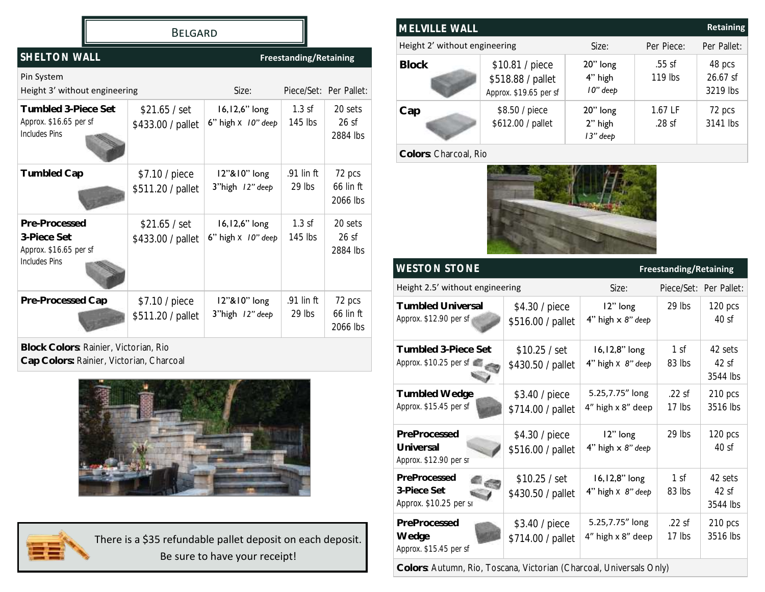## Belgard

### SHELTON WALL — Freestanding/Retaining

Pin System
Height 3' without engineering

| Product | Price | Size: | Piece/Set: | Per Pallet: |
|---|---|---|---|---|
| **Tumbled 3-Piece Set** Approx. $16.65 per sf Includes Pins | $21.65 / set $433.00 / pallet | 16,12,6" long 6" high x *10" deep* | 1.3 sf 145 lbs | 20 sets 26 sf 2884 lbs |
| **Tumbled Cap** | $7.10 / piece $511.20 / pallet | 12"&10" long 3"high *12" deep* | .91 lin ft 29 lbs | 72 pcs 66 lin ft 2066 lbs |
| **Pre-Processed 3-Piece Set** Approx. $16.65 per sf Includes Pins | $21.65 / set $433.00 / pallet | 16,12,6" long 6" high x *10" deep* | 1.3 sf 145 lbs | 20 sets 26 sf 2884 lbs |
| **Pre-Processed Cap** | $7.10 / piece $511.20 / pallet | 12"&10" long 3"high *12" deep* | .91 lin ft 29 lbs | 72 pcs 66 lin ft 2066 lbs |

**Block Colors**: Rainier, Victorian, Rio
**Cap Colors**: Rainier, Victorian, Charcoal

There is a $35 refundable pallet deposit on each deposit.
Be sure to have your receipt!

### MELVILLE WALL — Retaining

Height 2' without engineering

| Product | Price | Size: | Per Piece: | Per Pallet: |
|---|---|---|---|---|
| **Block** | $10.81 / piece $518.88 / pallet Approx. $19.65 per sf | 20" long 4" high *10" deep* | .55 sf 119 lbs | 48 pcs 26.67 sf 3219 lbs |
| **Cap** | $8.50 / piece $612.00 / pallet | 20" long 2" high *13" deep* | 1.67 LF .28 sf | 72 pcs 3141 lbs |

**Colors**: Charcoal, Rio

### WESTON STONE — Freestanding/Retaining

Height 2.5' without engineering

| Product | Price | Size: | Piece/Set: | Per Pallet: |
|---|---|---|---|---|
| **Tumbled Universal** Approx. $12.90 per sf | $4.30 / piece $516.00 / pallet | 12" long 4" high x *8" deep* | 29 lbs | 120 pcs 40 sf |
| **Tumbled 3-Piece Set** Approx. $10.25 per sf | $10.25 / set $430.50 / pallet | 16,12,8" long 4" high x *8" deep* | 1 sf 83 lbs | 42 sets 42 sf 3544 lbs |
| **Tumbled Wedge** Approx. $15.45 per sf | $3.40 / piece $714.00 / pallet | 5.25,7.75" long 4" high x 8" deep | .22 sf 17 lbs | 210 pcs 3516 lbs |
| **PreProcessed Universal** Approx. $12.90 per sf | $4.30 / piece $516.00 / pallet | 12" long 4" high x *8" deep* | 29 lbs | 120 pcs 40 sf |
| **PreProcessed 3-Piece Set** Approx. $10.25 per sf | $10.25 / set $430.50 / pallet | 16,12,8" long 4" high x *8" deep* | 1 sf 83 lbs | 42 sets 42 sf 3544 lbs |
| **PreProcessed Wedge** Approx. $15.45 per sf | $3.40 / piece $714.00 / pallet | 5.25,7.75" long 4" high x 8" deep | .22 sf 17 lbs | 210 pcs 3516 lbs |

**Colors**: Autumn, Rio, Toscana, Victorian (Charcoal, Universals Only)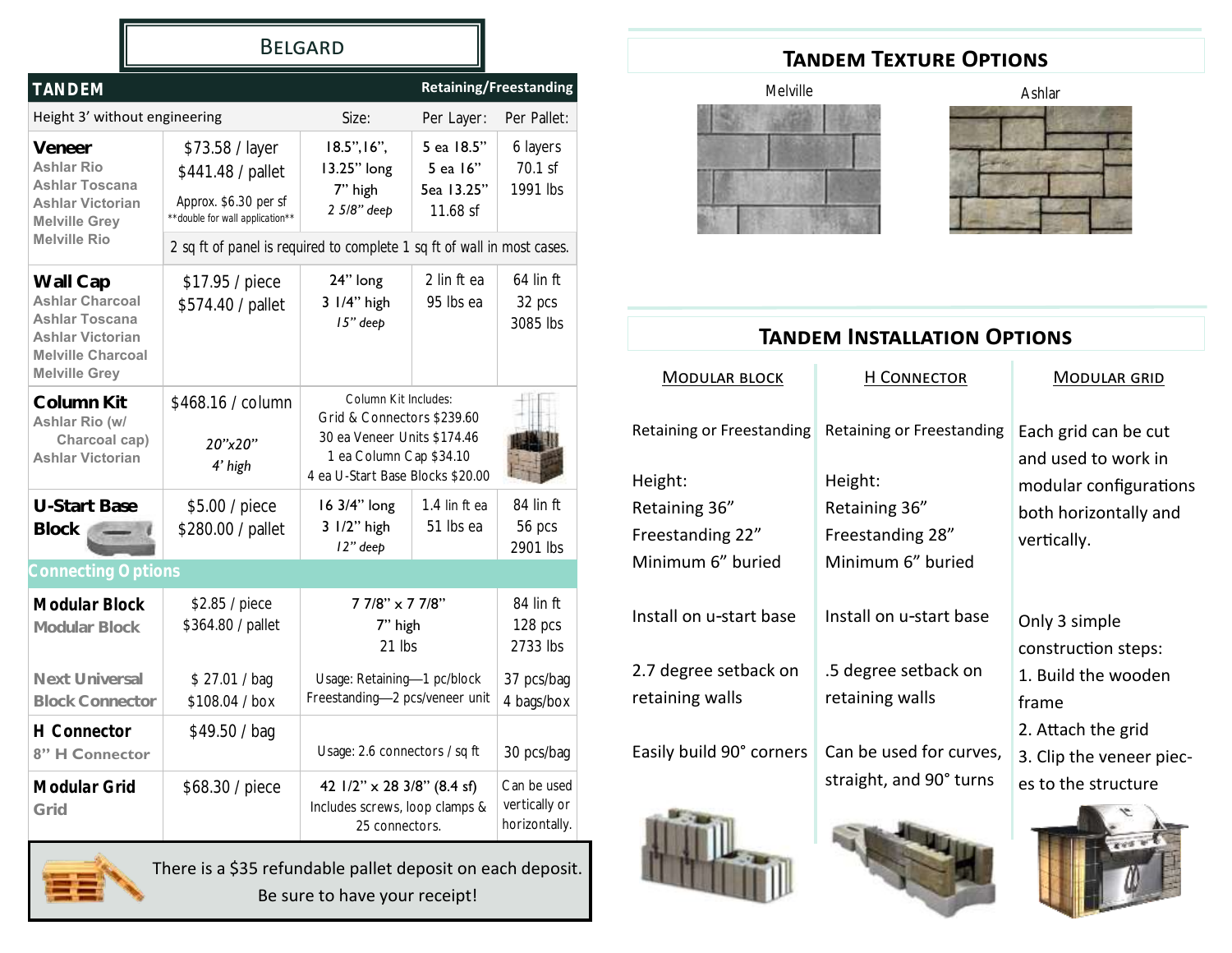# BELGARD

## TANDEM — Retaining/Freestanding

| Height 3' without engineering | | Size: | Per Layer: | Per Pallet: |
|---|---|---|---|---|
| **Veneer**<br>Ashlar Rio<br>Ashlar Toscana<br>Ashlar Victorian<br>Melville Grey<br>Melville Rio | $73.58 / layer<br>$441.48 / pallet<br>Approx. $6.30 per sf<br>**double for wall application** | 18.5",16", 13.25" long<br>7" high<br>*2 5/8" deep* | 5 ea 18.5"<br>5 ea 16"<br>5ea 13.25"<br>11.68 sf | 6 layers<br>70.1 sf<br>1991 lbs |
| | 2 sq ft of panel is required to complete 1 sq ft of wall in most cases. | | | |
| **Wall Cap**<br>Ashlar Charcoal<br>Ashlar Toscana<br>Ashlar Victorian<br>Melville Charcoal<br>Melville Grey | $17.95 / piece<br>$574.40 / pallet | 24" long<br>3 1/4" high<br>*15" deep* | 2 lin ft ea<br>95 lbs ea | 64 lin ft<br>32 pcs<br>3085 lbs |
| **Column Kit**<br>Ashlar Rio (w/ Charcoal cap)<br>Ashlar Victorian | $468.16 / column<br>*20"x20"*<br>*4' high* | Column Kit Includes:<br>Grid & Connectors $239.60<br>30 ea Veneer Units $174.46<br>1 ea Column Cap $34.10<br>4 ea U-Start Base Blocks $20.00 | | |
| **U-Start Base Block** | $5.00 / piece<br>$280.00 / pallet | 16 3/4" long<br>3 1/2" high<br>*12" deep* | 1.4 lin ft ea<br>51 lbs ea | 84 lin ft<br>56 pcs<br>2901 lbs |
| **Connecting Options** | | | | |
| **Modular Block**<br>Modular Block | $2.85 / piece<br>$364.80 / pallet | 7 7/8" x 7 7/8"<br>7" high<br>21 lbs | | 84 lin ft<br>128 pcs<br>2733 lbs |
| Next Universal Block Connector | $ 27.01 / bag<br>$108.04 / box | Usage: Retaining—1 pc/block<br>Freestanding—2 pcs/veneer unit | | 37 pcs/bag<br>4 bags/box |
| **H Connector**<br>8" H Connector | $49.50 / bag | Usage: 2.6 connectors / sq ft | | 30 pcs/bag |
| **Modular Grid**<br>Grid | $68.30 / piece | 42 1/2" x 28 3/8" (8.4 sf)<br>Includes screws, loop clamps & 25 connectors. | | Can be used vertically or horizontally. |

There is a $35 refundable pallet deposit on each deposit. Be sure to have your receipt!

## TANDEM TEXTURE OPTIONS

Melville

Ashlar

## TANDEM INSTALLATION OPTIONS

### MODULAR BLOCK

Retaining or Freestanding

Height:
Retaining 36"
Freestanding 22"
Minimum 6" buried

Install on u-start base

2.7 degree setback on retaining walls

Easily build 90° corners

### H CONNECTOR

Retaining or Freestanding

Height:
Retaining 36"
Freestanding 28"
Minimum 6" buried

Install on u-start base

.5 degree setback on retaining walls

Can be used for curves, straight, and 90° turns

### MODULAR GRID

Each grid can be cut and used to work in modular configurations both horizontally and vertically.

Only 3 simple construction steps:
1. Build the wooden frame
2. Attach the grid
3. Clip the veneer pieces to the structure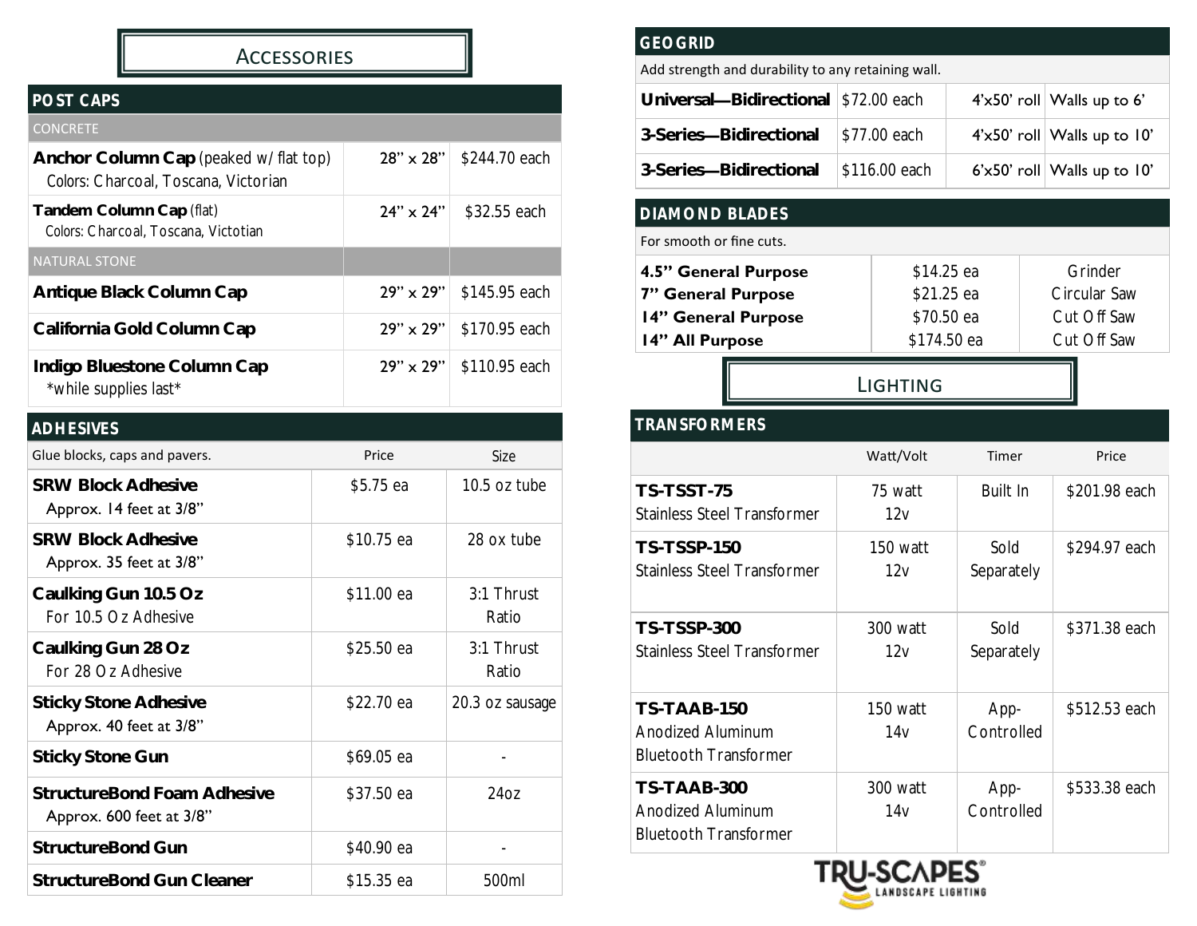# Accessories

## POST CAPS

| CONCRETE | | |
|---|---|---|
| **Anchor Column Cap** (peaked w/ flat top) Colors: Charcoal, Toscana, Victorian | 28" x 28" | $244.70 each |
| **Tandem Column Cap** (flat) Colors: Charcoal, Toscana, Victotian | 24" x 24" | $32.55 each |
| **NATURAL STONE** | | |
| **Antique Black Column Cap** | 29" x 29" | $145.95 each |
| **California Gold Column Cap** | 29" x 29" | $170.95 each |
| **Indigo Bluestone Column Cap** *while supplies last* | 29" x 29" | $110.95 each |

## ADHESIVES

| Glue blocks, caps and pavers. | Price | Size |
|---|---|---|
| **SRW Block Adhesive** Approx. 14 feet at 3/8" | $5.75 ea | 10.5 oz tube |
| **SRW Block Adhesive** Approx. 35 feet at 3/8" | $10.75 ea | 28 ox tube |
| **Caulking Gun 10.5 Oz** For 10.5 Oz Adhesive | $11.00 ea | 3:1 Thrust Ratio |
| **Caulking Gun 28 Oz** For 28 Oz Adhesive | $25.50 ea | 3:1 Thrust Ratio |
| **Sticky Stone Adhesive** Approx. 40 feet at 3/8" | $22.70 ea | 20.3 oz sausage |
| **Sticky Stone Gun** | $69.05 ea | - |
| **StructureBond Foam Adhesive** Approx. 600 feet at 3/8" | $37.50 ea | 24oz |
| **StructureBond Gun** | $40.90 ea | - |
| **StructureBond Gun Cleaner** | $15.35 ea | 500ml |

## GEOGRID

Add strength and durability to any retaining wall.

| | | | |
|---|---|---|---|
| **Universal—Bidirectional** | $72.00 each | 4'x50' roll | Walls up to 6' |
| **3-Series—Bidirectional** | $77.00 each | 4'x50' roll | Walls up to 10' |
| **3-Series—Bidirectional** | $116.00 each | 6'x50' roll | Walls up to 10' |

## DIAMOND BLADES

For smooth or fine cuts.

| | | |
|---|---|---|
| **4.5" General Purpose** | $14.25 ea | Grinder |
| **7" General Purpose** | $21.25 ea | Circular Saw |
| **14" General Purpose** | $70.50 ea | Cut Off Saw |
| **14" All Purpose** | $174.50 ea | Cut Off Saw |

# Lighting

## TRANSFORMERS

| | Watt/Volt | Timer | Price |
|---|---|---|---|
| **TS-TSST-75** Stainless Steel Transformer | 75 watt 12v | Built In | $201.98 each |
| **TS-TSSP-150** Stainless Steel Transformer | 150 watt 12v | Sold Separately | $294.97 each |
| **TS-TSSP-300** Stainless Steel Transformer | 300 watt 12v | Sold Separately | $371.38 each |
| **TS-TAAB-150** Anodized Aluminum Bluetooth Transformer | 150 watt 14v | App-Controlled | $512.53 each |
| **TS-TAAB-300** Anodized Aluminum Bluetooth Transformer | 300 watt 14v | App-Controlled | $533.38 each |

TRU-SCAPES® LANDSCAPE LIGHTING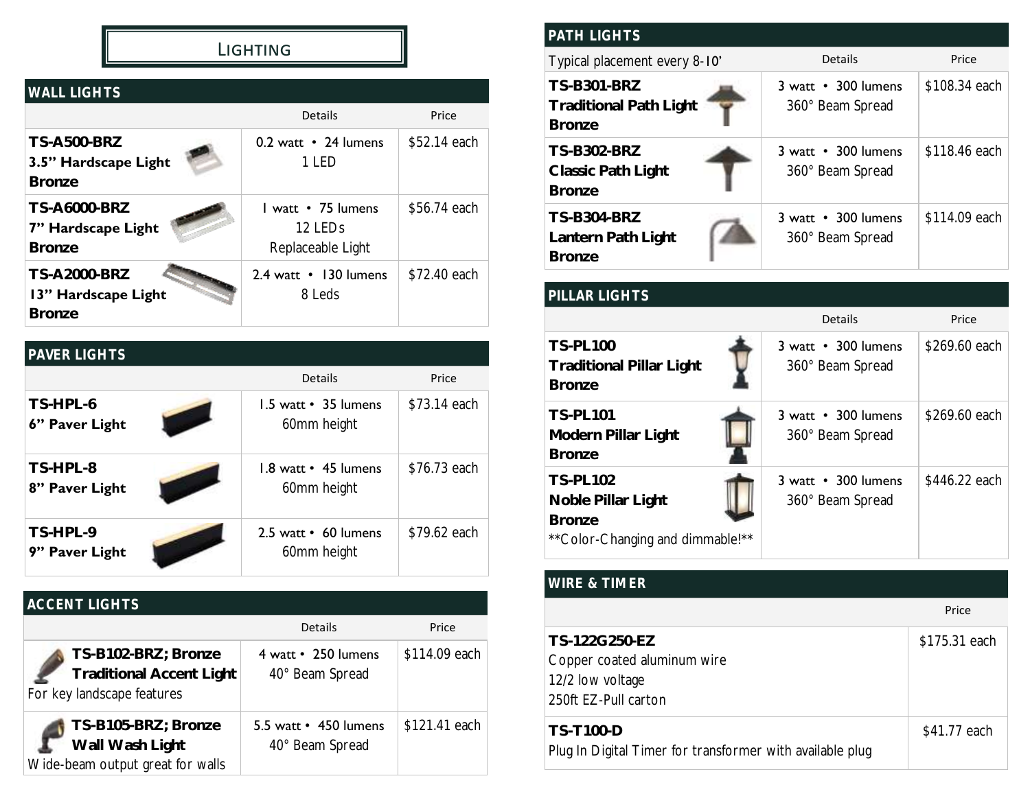# Lighting

## WALL LIGHTS

| | Details | Price |
|---|---|---|
| **TS-A500-BRZ** **3.5" Hardscape Light** **Bronze** | 0.2 watt • 24 lumens<br>1 LED | $52.14 each |
| **TS-A6000-BRZ** **7" Hardscape Light** **Bronze** | 1 watt • 75 lumens<br>12 LEDs<br>Replaceable Light | $56.74 each |
| **TS-A2000-BRZ** **13" Hardscape Light** **Bronze** | 2.4 watt • 130 lumens<br>8 Leds | $72.40 each |

## PAVER LIGHTS

| | Details | Price |
|---|---|---|
| **TS-HPL-6** **6" Paver Light** | 1.5 watt • 35 lumens<br>60mm height | $73.14 each |
| **TS-HPL-8** **8" Paver Light** | 1.8 watt • 45 lumens<br>60mm height | $76.73 each |
| **TS-HPL-9** **9" Paver Light** | 2.5 watt • 60 lumens<br>60mm height | $79.62 each |

## ACCENT LIGHTS

| | Details | Price |
|---|---|---|
| **TS-B102-BRZ; Bronze Traditional Accent Light**<br>For key landscape features | 4 watt • 250 lumens<br>40° Beam Spread | $114.09 each |
| **TS-B105-BRZ; Bronze Wall Wash Light**<br>Wide-beam output great for walls | 5.5 watt • 450 lumens<br>40° Beam Spread | $121.41 each |

## PATH LIGHTS

| Typical placement every 8-10' | Details | Price |
|---|---|---|
| **TS-B301-BRZ** **Traditional Path Light** **Bronze** | 3 watt • 300 lumens<br>360° Beam Spread | $108.34 each |
| **TS-B302-BRZ** **Classic Path Light** **Bronze** | 3 watt • 300 lumens<br>360° Beam Spread | $118.46 each |
| **TS-B304-BRZ** **Lantern Path Light** **Bronze** | 3 watt • 300 lumens<br>360° Beam Spread | $114.09 each |

## PILLAR LIGHTS

| | Details | Price |
|---|---|---|
| **TS-PL100** **Traditional Pillar Light** **Bronze** | 3 watt • 300 lumens<br>360° Beam Spread | $269.60 each |
| **TS-PL101** **Modern Pillar Light** **Bronze** | 3 watt • 300 lumens<br>360° Beam Spread | $269.60 each |
| **TS-PL102** **Noble Pillar Light** **Bronze**<br>**Color-Changing and dimmable!** | 3 watt • 300 lumens<br>360° Beam Spread | $446.22 each |

## WIRE & TIMER

| | Price |
|---|---|
| **TS-122G250-EZ**<br>Copper coated aluminum wire<br>12/2 low voltage<br>250ft EZ-Pull carton | $175.31 each |
| **TS-T100-D**<br>Plug In Digital Timer for transformer with available plug | $41.77 each |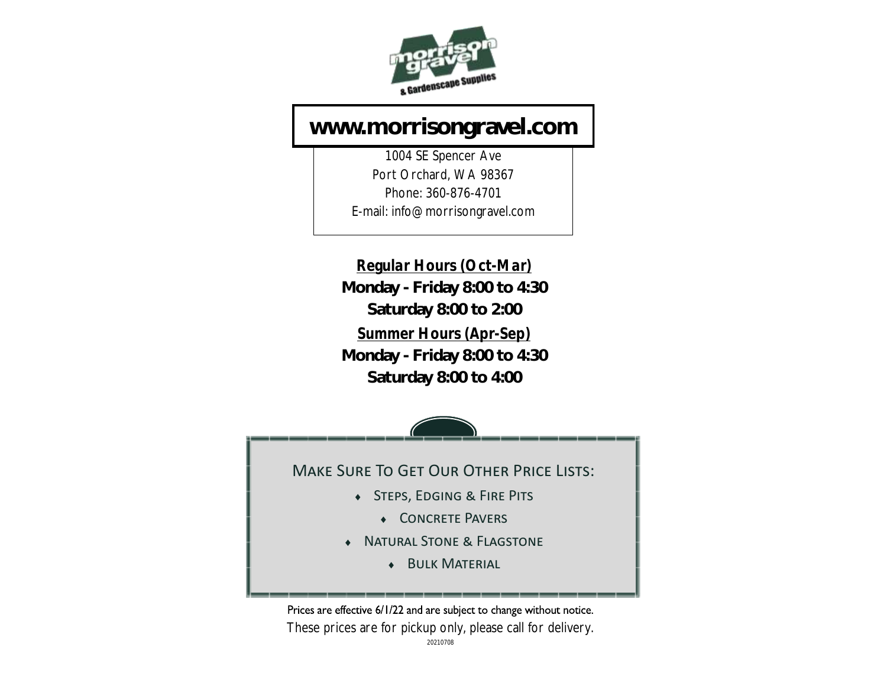morrison gravel & Gardenscape Supplies

## www.morrisongravel.com

1004 SE Spencer Ave
Port Orchard, WA 98367
Phone: 360-876-4701
E-mail: info@morrisongravel.com

***Regular Hours (Oct-Mar)***

**Monday - Friday 8:00 to 4:30**

**Saturday 8:00 to 2:00**

***Summer Hours (Apr-Sep)***

**Monday - Friday 8:00 to 4:30**

**Saturday 8:00 to 4:00**

MAKE SURE TO GET OUR OTHER PRICE LISTS:

- STEPS, EDGING & FIRE PITS
- CONCRETE PAVERS
- NATURAL STONE & FLAGSTONE
- BULK MATERIAL

Prices are effective 6/1/22 and are subject to change without notice.

These prices are for pickup only, please call for delivery.

20210708